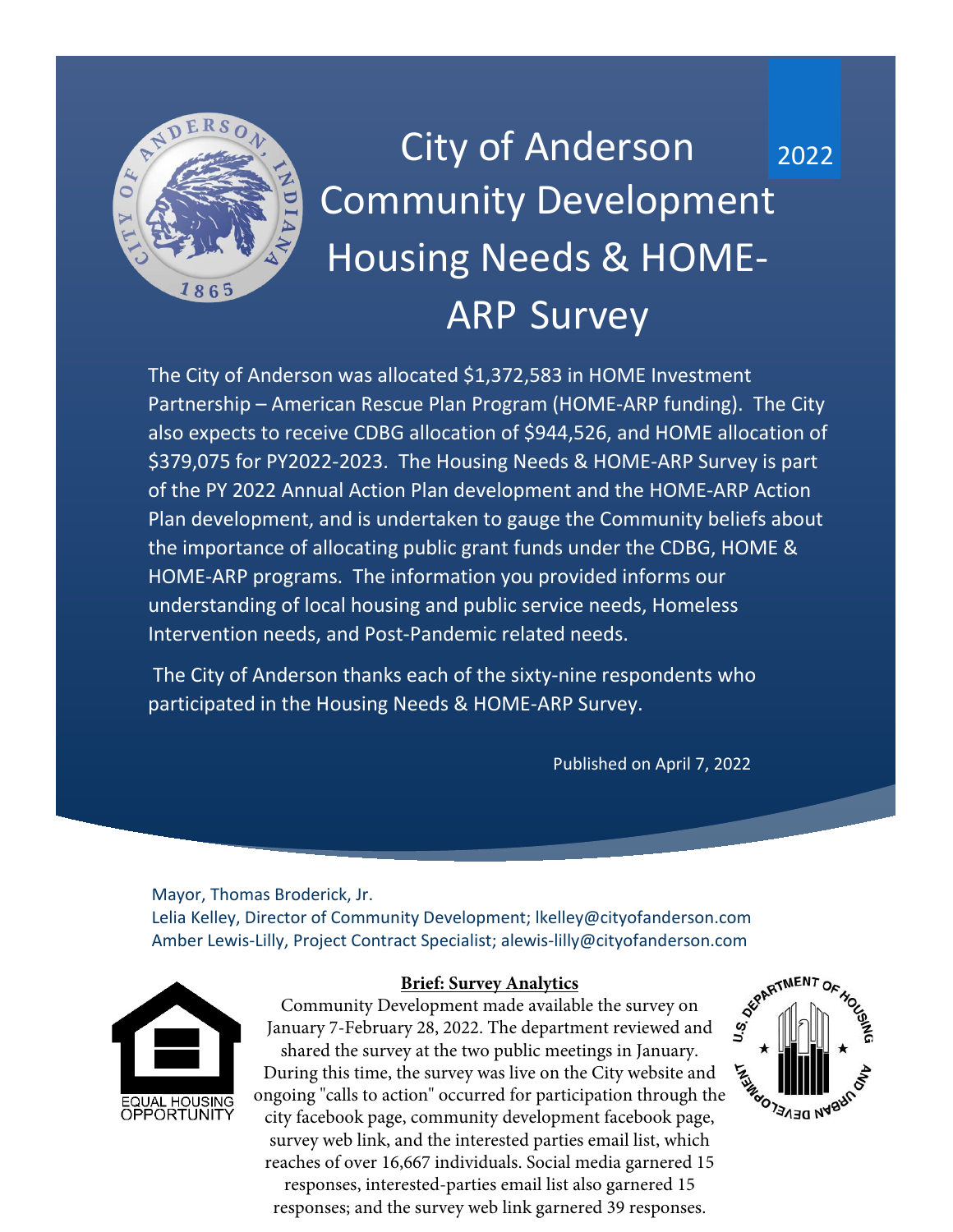# City of Anderson Community Development Housing Needs & HOME-ARP Survey

2022

The City of Anderson was allocated $1,372,583 in HOME Investment Partnership – American Rescue Plan Program (HOME-ARP funding). The City also expects to receive CDBG allocation of $944,526, and HOME allocation of $379,075 for PY2022-2023. The Housing Needs & HOME-ARP Survey is part of the PY 2022 Annual Action Plan development and the HOME-ARP Action Plan development, and is undertaken to gauge the Community beliefs about the importance of allocating public grant funds under the CDBG, HOME & HOME-ARP programs. The information you provided informs our understanding of local housing and public service needs, Homeless Intervention needs, and Post-Pandemic related needs.

The City of Anderson thanks each of the sixty-nine respondents who participated in the Housing Needs & HOME-ARP Survey.

Published on April 7, 2022

Mayor, Thomas Broderick, Jr.
Lelia Kelley, Director of Community Development; lkelley@cityofanderson.com
Amber Lewis-Lilly, Project Contract Specialist; alewis-lilly@cityofanderson.com

EQUAL HOUSING OPPORTUNITY

**Brief: Survey Analytics**

Community Development made available the survey on January 7-February 28, 2022. The department reviewed and shared the survey at the two public meetings in January. During this time, the survey was live on the City website and ongoing "calls to action" occurred for participation through the city facebook page, community development facebook page, survey web link, and the interested parties email list, which reaches of over 16,667 individuals. Social media garnered 15 responses, interested-parties email list also garnered 15 responses; and the survey web link garnered 39 responses.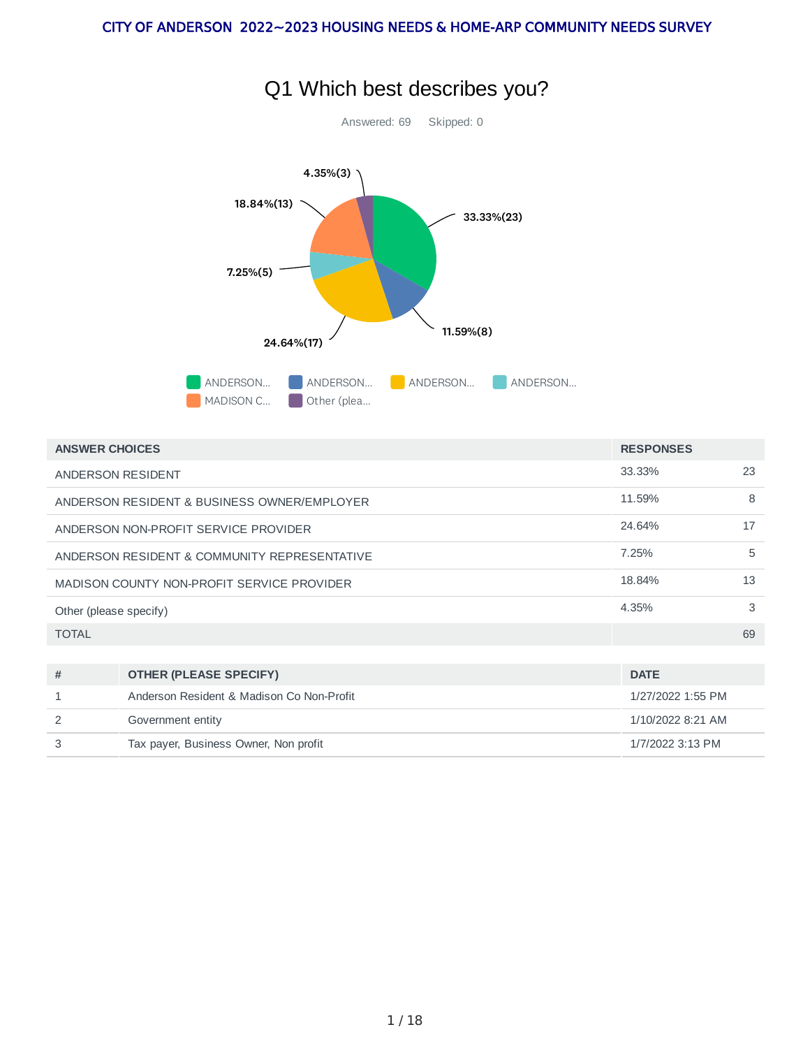# Q1 Which best describes you?

Answered: 69 Skipped: 0

| ANSWER CHOICES | RESPONSES | |
|---|---|---|
| ANDERSON RESIDENT | 33.33% | 23 |
| ANDERSON RESIDENT & BUSINESS OWNER/EMPLOYER | 11.59% | 8 |
| ANDERSON NON-PROFIT SERVICE PROVIDER | 24.64% | 17 |
| ANDERSON RESIDENT & COMMUNITY REPRESENTATIVE | 7.25% | 5 |
| MADISON COUNTY NON-PROFIT SERVICE PROVIDER | 18.84% | 13 |
| Other (please specify) | 4.35% | 3 |
| TOTAL | | 69 |

| # | OTHER (PLEASE SPECIFY) | DATE |
|---|---|---|
| 1 | Anderson Resident & Madison Co Non-Profit | 1/27/2022 1:55 PM |
| 2 | Government entity | 1/10/2022 8:21 AM |
| 3 | Tax payer, Business Owner, Non profit | 1/7/2022 3:13 PM |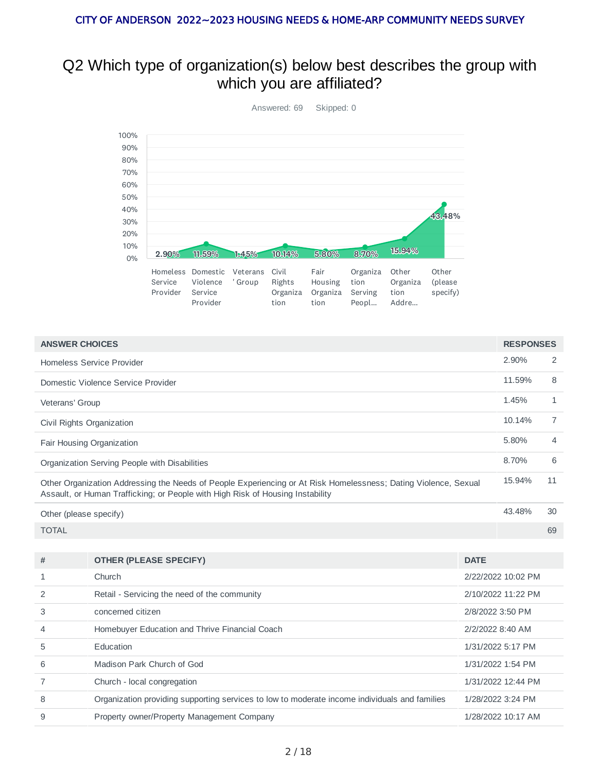# Q2 Which type of organization(s) below best describes the group with which you are affiliated?

Answered: 69 Skipped: 0

| ANSWER CHOICES | RESPONSES | |
|---|---|---|
| Homeless Service Provider | 2.90% | 2 |
| Domestic Violence Service Provider | 11.59% | 8 |
| Veterans' Group | 1.45% | 1 |
| Civil Rights Organization | 10.14% | 7 |
| Fair Housing Organization | 5.80% | 4 |
| Organization Serving People with Disabilities | 8.70% | 6 |
| Other Organization Addressing the Needs of People Experiencing or At Risk Homelessness; Dating Violence, Sexual Assault, or Human Trafficking; or People with High Risk of Housing Instability | 15.94% | 11 |
| Other (please specify) | 43.48% | 30 |
| TOTAL | | 69 |

| # | OTHER (PLEASE SPECIFY) | DATE |
|---|---|---|
| 1 | Church | 2/22/2022 10:02 PM |
| 2 | Retail - Servicing the need of the community | 2/10/2022 11:22 PM |
| 3 | concerned citizen | 2/8/2022 3:50 PM |
| 4 | Homebuyer Education and Thrive Financial Coach | 2/2/2022 8:40 AM |
| 5 | Education | 1/31/2022 5:17 PM |
| 6 | Madison Park Church of God | 1/31/2022 1:54 PM |
| 7 | Church - local congregation | 1/31/2022 12:44 PM |
| 8 | Organization providing supporting services to low to moderate income individuals and families | 1/28/2022 3:24 PM |
| 9 | Property owner/Property Management Company | 1/28/2022 10:17 AM |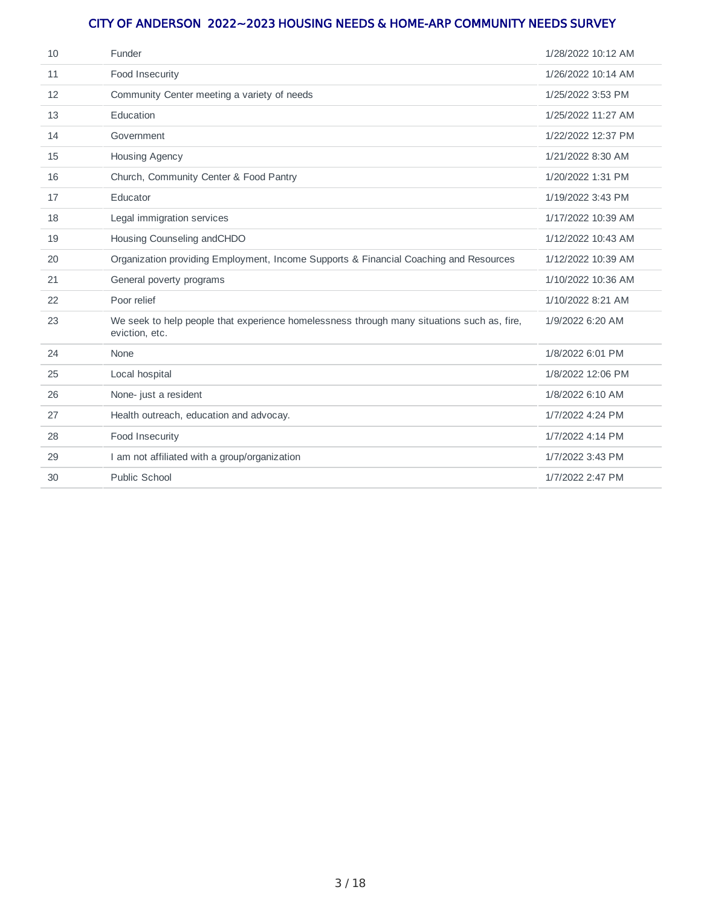| | | |
|---|---|---|
| 10 | Funder | 1/28/2022 10:12 AM |
| 11 | Food Insecurity | 1/26/2022 10:14 AM |
| 12 | Community Center meeting a variety of needs | 1/25/2022 3:53 PM |
| 13 | Education | 1/25/2022 11:27 AM |
| 14 | Government | 1/22/2022 12:37 PM |
| 15 | Housing Agency | 1/21/2022 8:30 AM |
| 16 | Church, Community Center & Food Pantry | 1/20/2022 1:31 PM |
| 17 | Educator | 1/19/2022 3:43 PM |
| 18 | Legal immigration services | 1/17/2022 10:39 AM |
| 19 | Housing Counseling andCHDO | 1/12/2022 10:43 AM |
| 20 | Organization providing Employment, Income Supports & Financial Coaching and Resources | 1/12/2022 10:39 AM |
| 21 | General poverty programs | 1/10/2022 10:36 AM |
| 22 | Poor relief | 1/10/2022 8:21 AM |
| 23 | We seek to help people that experience homelessness through many situations such as, fire, eviction, etc. | 1/9/2022 6:20 AM |
| 24 | None | 1/8/2022 6:01 PM |
| 25 | Local hospital | 1/8/2022 12:06 PM |
| 26 | None- just a resident | 1/8/2022 6:10 AM |
| 27 | Health outreach, education and advocay. | 1/7/2022 4:24 PM |
| 28 | Food Insecurity | 1/7/2022 4:14 PM |
| 29 | I am not affiliated with a group/organization | 1/7/2022 3:43 PM |
| 30 | Public School | 1/7/2022 2:47 PM |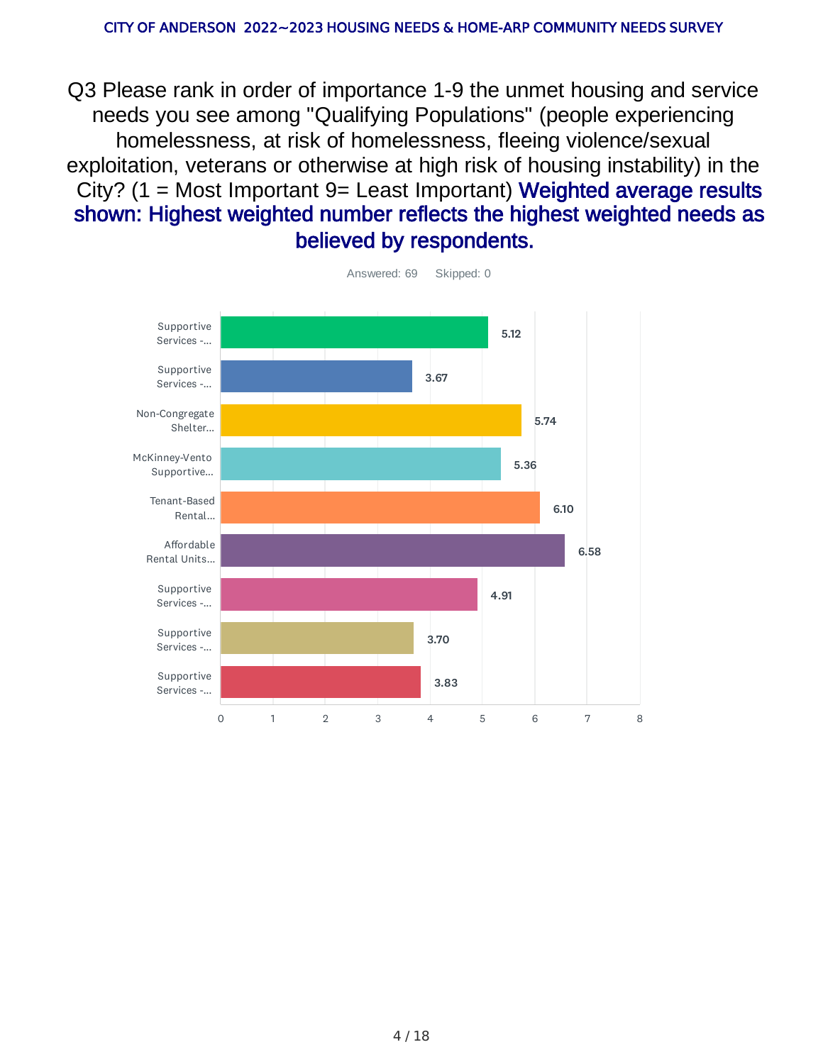Q3 Please rank in order of importance 1-9 the unmet housing and service needs you see among "Qualifying Populations" (people experiencing homelessness, at risk of homelessness, fleeing violence/sexual exploitation, veterans or otherwise at high risk of housing instability) in the City? (1 = Most Important 9= Least Important) **Weighted average results shown: Highest weighted number reflects the highest weighted needs as believed by respondents.**

Answered: 69 Skipped: 0

| Need | Weighted Average |
|---|---|
| Supportive Services -... | 5.12 |
| Supportive Services -... | 3.67 |
| Non-Congregate Shelter... | 5.74 |
| McKinney-Vento Supportive... | 5.36 |
| Tenant-Based Rental... | 6.10 |
| Affordable Rental Units... | 6.58 |
| Supportive Services -... | 4.91 |
| Supportive Services -... | 3.70 |
| Supportive Services -... | 3.83 |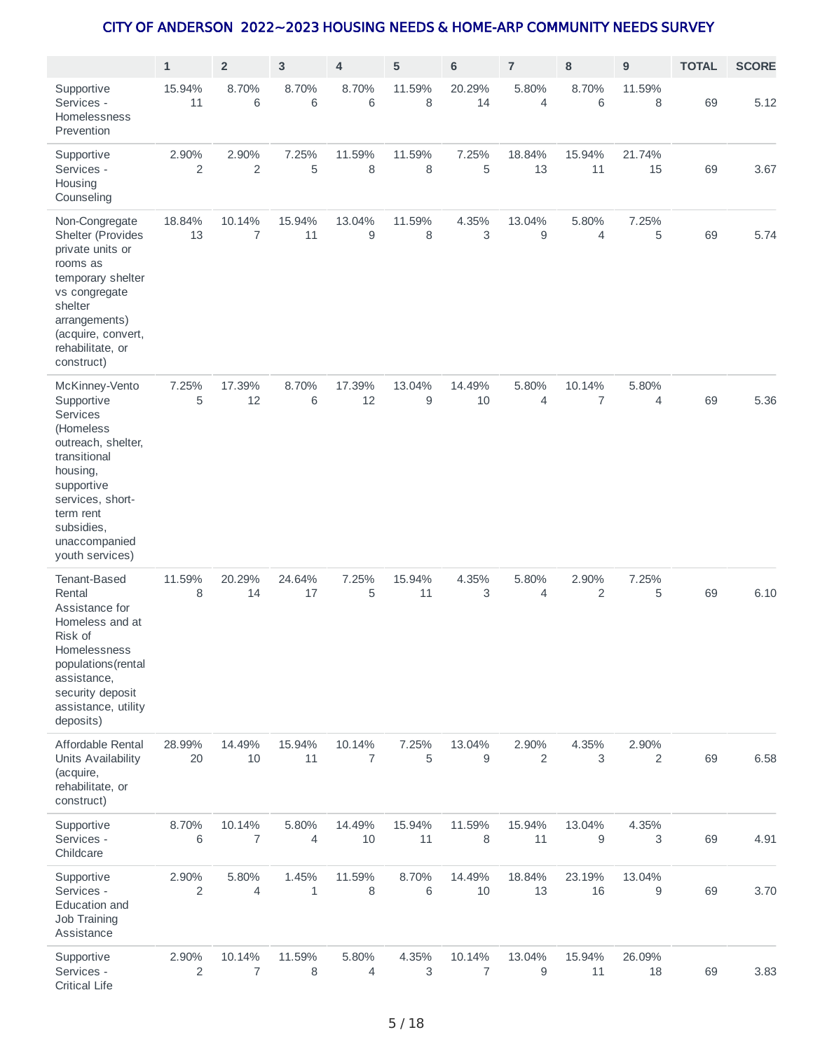## CITY OF ANDERSON 2022~2023 HOUSING NEEDS & HOME-ARP COMMUNITY NEEDS SURVEY

| | 1 | 2 | 3 | 4 | 5 | 6 | 7 | 8 | 9 | TOTAL | SCORE |
|---|---|---|---|---|---|---|---|---|---|---|---|
| Supportive Services - Homelessness Prevention | 15.94% 11 | 8.70% 6 | 8.70% 6 | 8.70% 6 | 11.59% 8 | 20.29% 14 | 5.80% 4 | 8.70% 6 | 11.59% 8 | 69 | 5.12 |
| Supportive Services - Housing Counseling | 2.90% 2 | 2.90% 2 | 7.25% 5 | 11.59% 8 | 11.59% 8 | 7.25% 5 | 18.84% 13 | 15.94% 11 | 21.74% 15 | 69 | 3.67 |
| Non-Congregate Shelter (Provides private units or rooms as temporary shelter vs congregate shelter arrangements) (acquire, convert, rehabilitate, or construct) | 18.84% 13 | 10.14% 7 | 15.94% 11 | 13.04% 9 | 11.59% 8 | 4.35% 3 | 13.04% 9 | 5.80% 4 | 7.25% 5 | 69 | 5.74 |
| McKinney-Vento Supportive Services (Homeless outreach, shelter, transitional housing, supportive services, short-term rent subsidies, unaccompanied youth services) | 7.25% 5 | 17.39% 12 | 8.70% 6 | 17.39% 12 | 13.04% 9 | 14.49% 10 | 5.80% 4 | 10.14% 7 | 5.80% 4 | 69 | 5.36 |
| Tenant-Based Rental Assistance for Homeless and at Risk of Homelessness populations(rental assistance, security deposit assistance, utility deposits) | 11.59% 8 | 20.29% 14 | 24.64% 17 | 7.25% 5 | 15.94% 11 | 4.35% 3 | 5.80% 4 | 2.90% 2 | 7.25% 5 | 69 | 6.10 |
| Affordable Rental Units Availability (acquire, rehabilitate, or construct) | 28.99% 20 | 14.49% 10 | 15.94% 11 | 10.14% 7 | 7.25% 5 | 13.04% 9 | 2.90% 2 | 4.35% 3 | 2.90% 2 | 69 | 6.58 |
| Supportive Services - Childcare | 8.70% 6 | 10.14% 7 | 5.80% 4 | 14.49% 10 | 15.94% 11 | 11.59% 8 | 15.94% 11 | 13.04% 9 | 4.35% 3 | 69 | 4.91 |
| Supportive Services - Education and Job Training Assistance | 2.90% 2 | 5.80% 4 | 1.45% 1 | 11.59% 8 | 8.70% 6 | 14.49% 10 | 18.84% 13 | 23.19% 16 | 13.04% 9 | 69 | 3.70 |
| Supportive Services - Critical Life | 2.90% 2 | 10.14% 7 | 11.59% 8 | 5.80% 4 | 4.35% 3 | 10.14% 7 | 13.04% 9 | 15.94% 11 | 26.09% 18 | 69 | 3.83 |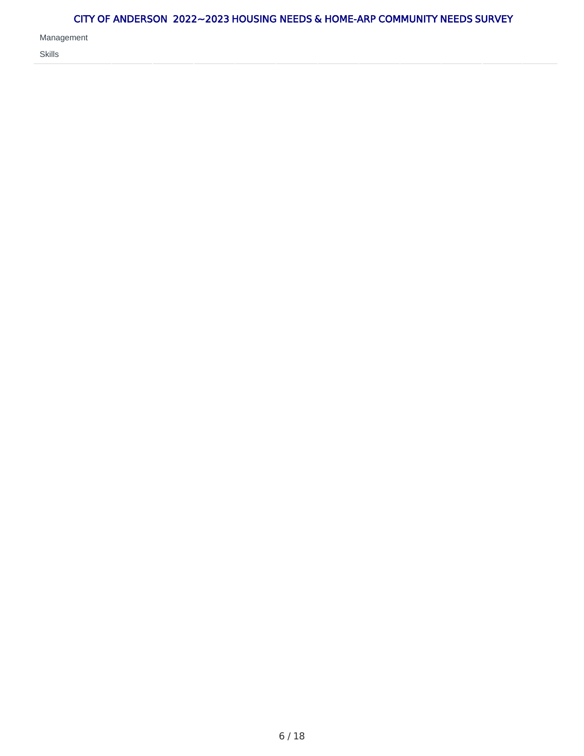Management

Skills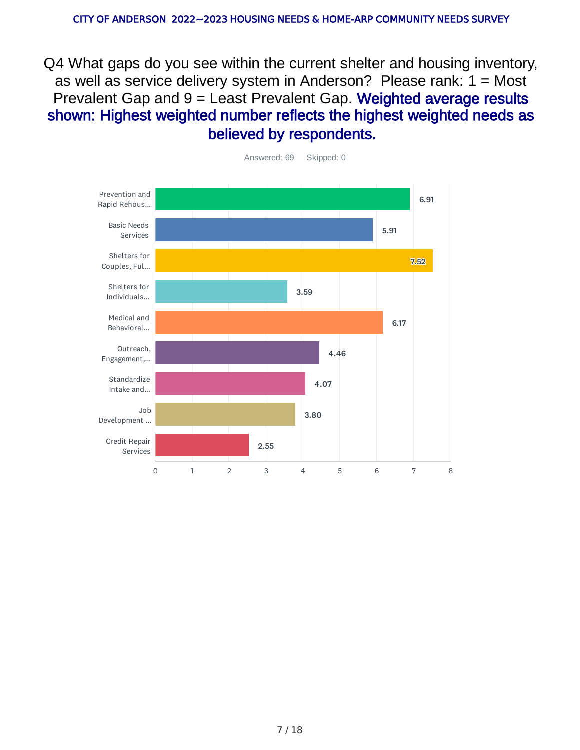# Q4 What gaps do you see within the current shelter and housing inventory, as well as service delivery system in Anderson? Please rank: 1 = Most Prevalent Gap and 9 = Least Prevalent Gap. **Weighted average results shown: Highest weighted number reflects the highest weighted needs as believed by respondents.**

Answered: 69 Skipped: 0

| Category | Weighted Average |
| --- | --- |
| Prevention and Rapid Rehous... | 6.91 |
| Basic Needs Services | 5.91 |
| Shelters for Couples, Ful... | 7.52 |
| Shelters for Individuals... | 3.59 |
| Medical and Behavioral... | 6.17 |
| Outreach, Engagement,... | 4.46 |
| Standardize Intake and... | 4.07 |
| Job Development ... | 3.80 |
| Credit Repair Services | 2.55 |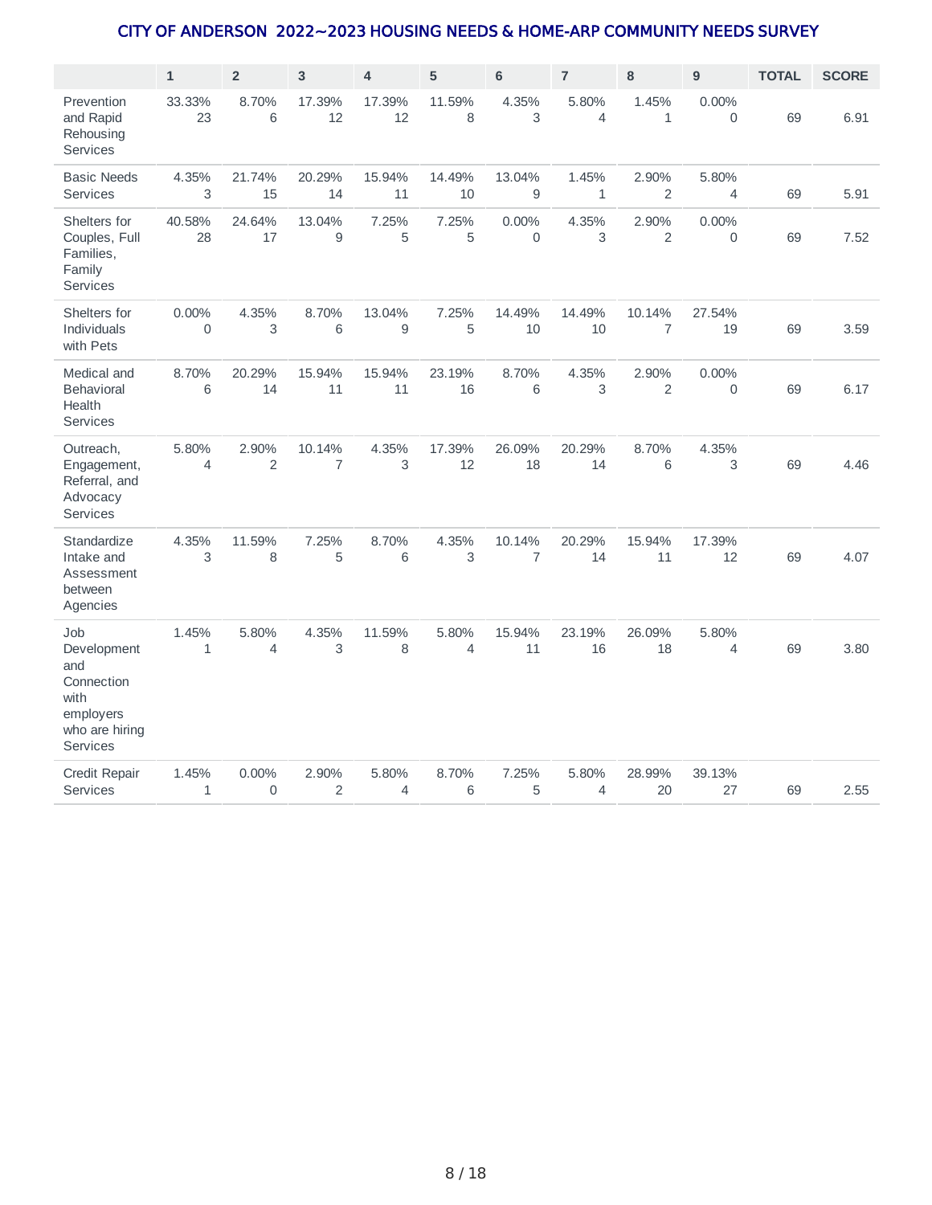# CITY OF ANDERSON 2022~2023 HOUSING NEEDS & HOME-ARP COMMUNITY NEEDS SURVEY

| | 1 | 2 | 3 | 4 | 5 | 6 | 7 | 8 | 9 | TOTAL | SCORE |
|---|---|---|---|---|---|---|---|---|---|---|---|
| Prevention and Rapid Rehousing Services | 33.33% 23 | 8.70% 6 | 17.39% 12 | 17.39% 12 | 11.59% 8 | 4.35% 3 | 5.80% 4 | 1.45% 1 | 0.00% 0 | 69 | 6.91 |
| Basic Needs Services | 4.35% 3 | 21.74% 15 | 20.29% 14 | 15.94% 11 | 14.49% 10 | 13.04% 9 | 1.45% 1 | 2.90% 2 | 5.80% 4 | 69 | 5.91 |
| Shelters for Couples, Full Families, Family Services | 40.58% 28 | 24.64% 17 | 13.04% 9 | 7.25% 5 | 7.25% 5 | 0.00% 0 | 4.35% 3 | 2.90% 2 | 0.00% 0 | 69 | 7.52 |
| Shelters for Individuals with Pets | 0.00% 0 | 4.35% 3 | 8.70% 6 | 13.04% 9 | 7.25% 5 | 14.49% 10 | 14.49% 10 | 10.14% 7 | 27.54% 19 | 69 | 3.59 |
| Medical and Behavioral Health Services | 8.70% 6 | 20.29% 14 | 15.94% 11 | 15.94% 11 | 23.19% 16 | 8.70% 6 | 4.35% 3 | 2.90% 2 | 0.00% 0 | 69 | 6.17 |
| Outreach, Engagement, Referral, and Advocacy Services | 5.80% 4 | 2.90% 2 | 10.14% 7 | 4.35% 3 | 17.39% 12 | 26.09% 18 | 20.29% 14 | 8.70% 6 | 4.35% 3 | 69 | 4.46 |
| Standardize Intake and Assessment between Agencies | 4.35% 3 | 11.59% 8 | 7.25% 5 | 8.70% 6 | 4.35% 3 | 10.14% 7 | 20.29% 14 | 15.94% 11 | 17.39% 12 | 69 | 4.07 |
| Job Development and Connection with employers who are hiring Services | 1.45% 1 | 5.80% 4 | 4.35% 3 | 11.59% 8 | 5.80% 4 | 15.94% 11 | 23.19% 16 | 26.09% 18 | 5.80% 4 | 69 | 3.80 |
| Credit Repair Services | 1.45% 1 | 0.00% 0 | 2.90% 2 | 5.80% 4 | 8.70% 6 | 7.25% 5 | 5.80% 4 | 28.99% 20 | 39.13% 27 | 69 | 2.55 |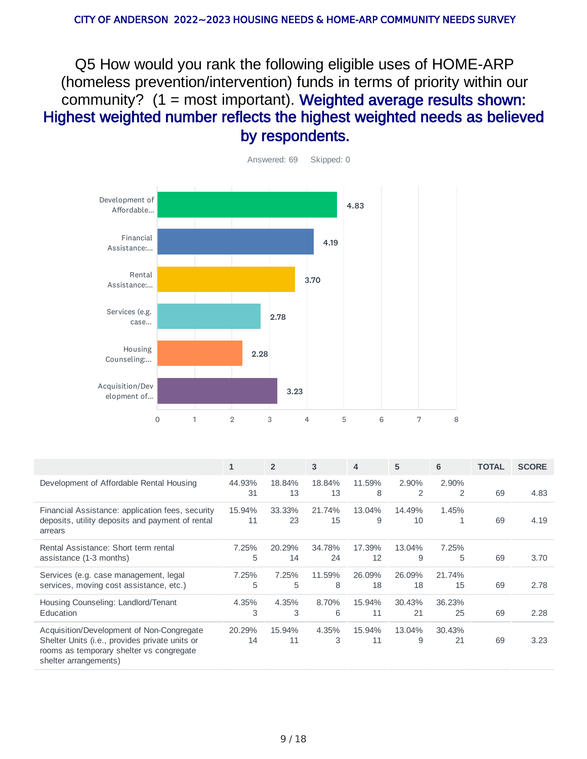# Q5 How would you rank the following eligible uses of HOME-ARP (homeless prevention/intervention) funds in terms of priority within our community? (1 = most important). **Weighted average results shown: Highest weighted number reflects the highest weighted needs as believed by respondents.**

Answered: 69 Skipped: 0

| Option | Score |
|---|---|
| Development of Affordable... | 4.83 |
| Financial Assistance:... | 4.19 |
| Rental Assistance:... | 3.70 |
| Services (e.g. case... | 2.78 |
| Housing Counseling:... | 2.28 |
| Acquisition/Development of... | 3.23 |

| | 1 | 2 | 3 | 4 | 5 | 6 | TOTAL | SCORE |
|---|---|---|---|---|---|---|---|---|
| Development of Affordable Rental Housing | 44.93%<br>31 | 18.84%<br>13 | 18.84%<br>13 | 11.59%<br>8 | 2.90%<br>2 | 2.90%<br>2 | 69 | 4.83 |
| Financial Assistance: application fees, security deposits, utility deposits and payment of rental arrears | 15.94%<br>11 | 33.33%<br>23 | 21.74%<br>15 | 13.04%<br>9 | 14.49%<br>10 | 1.45%<br>1 | 69 | 4.19 |
| Rental Assistance: Short term rental assistance (1-3 months) | 7.25%<br>5 | 20.29%<br>14 | 34.78%<br>24 | 17.39%<br>12 | 13.04%<br>9 | 7.25%<br>5 | 69 | 3.70 |
| Services (e.g. case management, legal services, moving cost assistance, etc.) | 7.25%<br>5 | 7.25%<br>5 | 11.59%<br>8 | 26.09%<br>18 | 26.09%<br>18 | 21.74%<br>15 | 69 | 2.78 |
| Housing Counseling: Landlord/Tenant Education | 4.35%<br>3 | 4.35%<br>3 | 8.70%<br>6 | 15.94%<br>11 | 30.43%<br>21 | 36.23%<br>25 | 69 | 2.28 |
| Acquisition/Development of Non-Congregate Shelter Units (i.e., provides private units or rooms as temporary shelter vs congregate shelter arrangements) | 20.29%<br>14 | 15.94%<br>11 | 4.35%<br>3 | 15.94%<br>11 | 13.04%<br>9 | 30.43%<br>21 | 69 | 3.23 |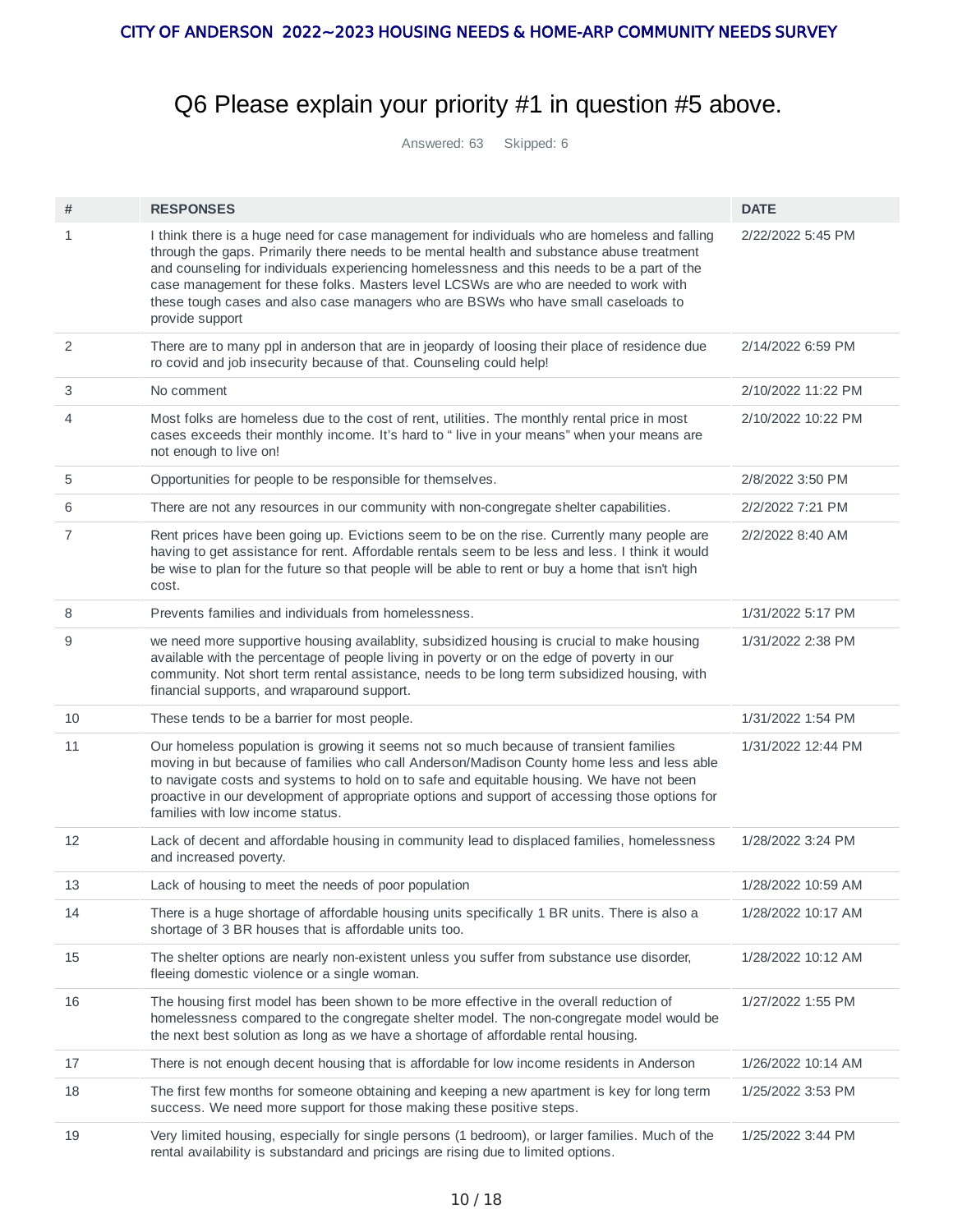# Q6 Please explain your priority #1 in question #5 above.

Answered: 63 Skipped: 6

| # | RESPONSES | DATE |
|---|---|---|
| 1 | I think there is a huge need for case management for individuals who are homeless and falling through the gaps. Primarily there needs to be mental health and substance abuse treatment and counseling for individuals experiencing homelessness and this needs to be a part of the case management for these folks. Masters level LCSWs are who are needed to work with these tough cases and also case managers who are BSWs who have small caseloads to provide support | 2/22/2022 5:45 PM |
| 2 | There are to many ppl in anderson that are in jeopardy of loosing their place of residence due ro covid and job insecurity because of that. Counseling could help! | 2/14/2022 6:59 PM |
| 3 | No comment | 2/10/2022 11:22 PM |
| 4 | Most folks are homeless due to the cost of rent, utilities. The monthly rental price in most cases exceeds their monthly income. It's hard to " live in your means" when your means are not enough to live on! | 2/10/2022 10:22 PM |
| 5 | Opportunities for people to be responsible for themselves. | 2/8/2022 3:50 PM |
| 6 | There are not any resources in our community with non-congregate shelter capabilities. | 2/2/2022 7:21 PM |
| 7 | Rent prices have been going up. Evictions seem to be on the rise. Currently many people are having to get assistance for rent. Affordable rentals seem to be less and less. I think it would be wise to plan for the future so that people will be able to rent or buy a home that isn't high cost. | 2/2/2022 8:40 AM |
| 8 | Prevents families and individuals from homelessness. | 1/31/2022 5:17 PM |
| 9 | we need more supportive housing availablity, subsidized housing is crucial to make housing available with the percentage of people living in poverty or on the edge of poverty in our community. Not short term rental assistance, needs to be long term subsidized housing, with financial supports, and wraparound support. | 1/31/2022 2:38 PM |
| 10 | These tends to be a barrier for most people. | 1/31/2022 1:54 PM |
| 11 | Our homeless population is growing it seems not so much because of transient families moving in but because of families who call Anderson/Madison County home less and less able to navigate costs and systems to hold on to safe and equitable housing. We have not been proactive in our development of appropriate options and support of accessing those options for families with low income status. | 1/31/2022 12:44 PM |
| 12 | Lack of decent and affordable housing in community lead to displaced families, homelessness and increased poverty. | 1/28/2022 3:24 PM |
| 13 | Lack of housing to meet the needs of poor population | 1/28/2022 10:59 AM |
| 14 | There is a huge shortage of affordable housing units specifically 1 BR units. There is also a shortage of 3 BR houses that is affordable units too. | 1/28/2022 10:17 AM |
| 15 | The shelter options are nearly non-existent unless you suffer from substance use disorder, fleeing domestic violence or a single woman. | 1/28/2022 10:12 AM |
| 16 | The housing first model has been shown to be more effective in the overall reduction of homelessness compared to the congregate shelter model. The non-congregate model would be the next best solution as long as we have a shortage of affordable rental housing. | 1/27/2022 1:55 PM |
| 17 | There is not enough decent housing that is affordable for low income residents in Anderson | 1/26/2022 10:14 AM |
| 18 | The first few months for someone obtaining and keeping a new apartment is key for long term success. We need more support for those making these positive steps. | 1/25/2022 3:53 PM |
| 19 | Very limited housing, especially for single persons (1 bedroom), or larger families. Much of the rental availability is substandard and pricings are rising due to limited options. | 1/25/2022 3:44 PM |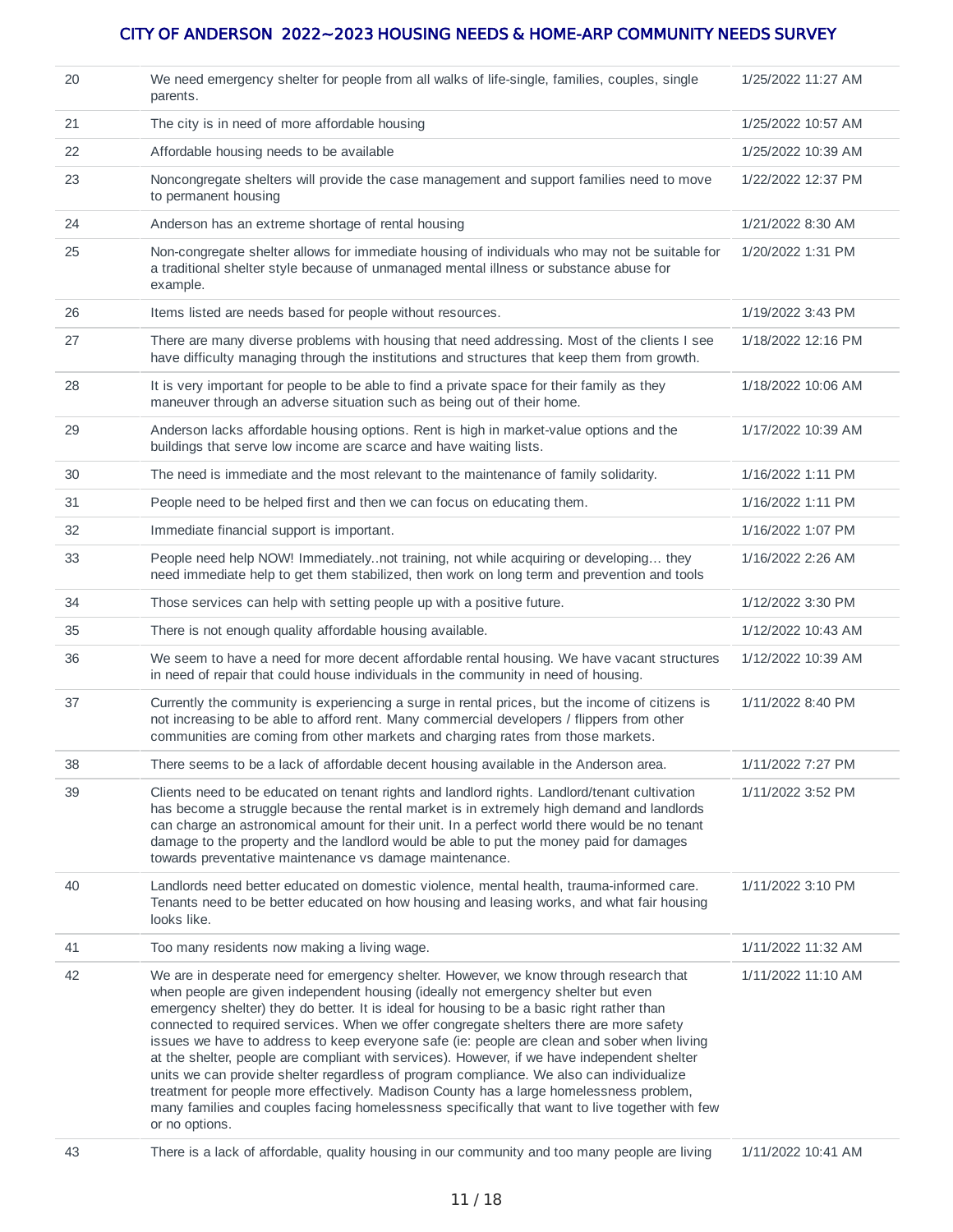| | | |
|---|---|---|
| 20 | We need emergency shelter for people from all walks of life-single, families, couples, single parents. | 1/25/2022 11:27 AM |
| 21 | The city is in need of more affordable housing | 1/25/2022 10:57 AM |
| 22 | Affordable housing needs to be available | 1/25/2022 10:39 AM |
| 23 | Noncongregate shelters will provide the case management and support families need to move to permanent housing | 1/22/2022 12:37 PM |
| 24 | Anderson has an extreme shortage of rental housing | 1/21/2022 8:30 AM |
| 25 | Non-congregate shelter allows for immediate housing of individuals who may not be suitable for a traditional shelter style because of unmanaged mental illness or substance abuse for example. | 1/20/2022 1:31 PM |
| 26 | Items listed are needs based for people without resources. | 1/19/2022 3:43 PM |
| 27 | There are many diverse problems with housing that need addressing. Most of the clients I see have difficulty managing through the institutions and structures that keep them from growth. | 1/18/2022 12:16 PM |
| 28 | It is very important for people to be able to find a private space for their family as they maneuver through an adverse situation such as being out of their home. | 1/18/2022 10:06 AM |
| 29 | Anderson lacks affordable housing options. Rent is high in market-value options and the buildings that serve low income are scarce and have waiting lists. | 1/17/2022 10:39 AM |
| 30 | The need is immediate and the most relevant to the maintenance of family solidarity. | 1/16/2022 1:11 PM |
| 31 | People need to be helped first and then we can focus on educating them. | 1/16/2022 1:11 PM |
| 32 | Immediate financial support is important. | 1/16/2022 1:07 PM |
| 33 | People need help NOW! Immediately..not training, not while acquiring or developing… they need immediate help to get them stabilized, then work on long term and prevention and tools | 1/16/2022 2:26 AM |
| 34 | Those services can help with setting people up with a positive future. | 1/12/2022 3:30 PM |
| 35 | There is not enough quality affordable housing available. | 1/12/2022 10:43 AM |
| 36 | We seem to have a need for more decent affordable rental housing. We have vacant structures in need of repair that could house individuals in the community in need of housing. | 1/12/2022 10:39 AM |
| 37 | Currently the community is experiencing a surge in rental prices, but the income of citizens is not increasing to be able to afford rent. Many commercial developers / flippers from other communities are coming from other markets and charging rates from those markets. | 1/11/2022 8:40 PM |
| 38 | There seems to be a lack of affordable decent housing available in the Anderson area. | 1/11/2022 7:27 PM |
| 39 | Clients need to be educated on tenant rights and landlord rights. Landlord/tenant cultivation has become a struggle because the rental market is in extremely high demand and landlords can charge an astronomical amount for their unit. In a perfect world there would be no tenant damage to the property and the landlord would be able to put the money paid for damages towards preventative maintenance vs damage maintenance. | 1/11/2022 3:52 PM |
| 40 | Landlords need better educated on domestic violence, mental health, trauma-informed care. Tenants need to be better educated on how housing and leasing works, and what fair housing looks like. | 1/11/2022 3:10 PM |
| 41 | Too many residents now making a living wage. | 1/11/2022 11:32 AM |
| 42 | We are in desperate need for emergency shelter. However, we know through research that when people are given independent housing (ideally not emergency shelter but even emergency shelter) they do better. It is ideal for housing to be a basic right rather than connected to required services. When we offer congregate shelters there are more safety issues we have to address to keep everyone safe (ie: people are clean and sober when living at the shelter, people are compliant with services). However, if we have independent shelter units we can provide shelter regardless of program compliance. We also can individualize treatment for people more effectively. Madison County has a large homelessness problem, many families and couples facing homelessness specifically that want to live together with few or no options. | 1/11/2022 11:10 AM |
| 43 | There is a lack of affordable, quality housing in our community and too many people are living | 1/11/2022 10:41 AM |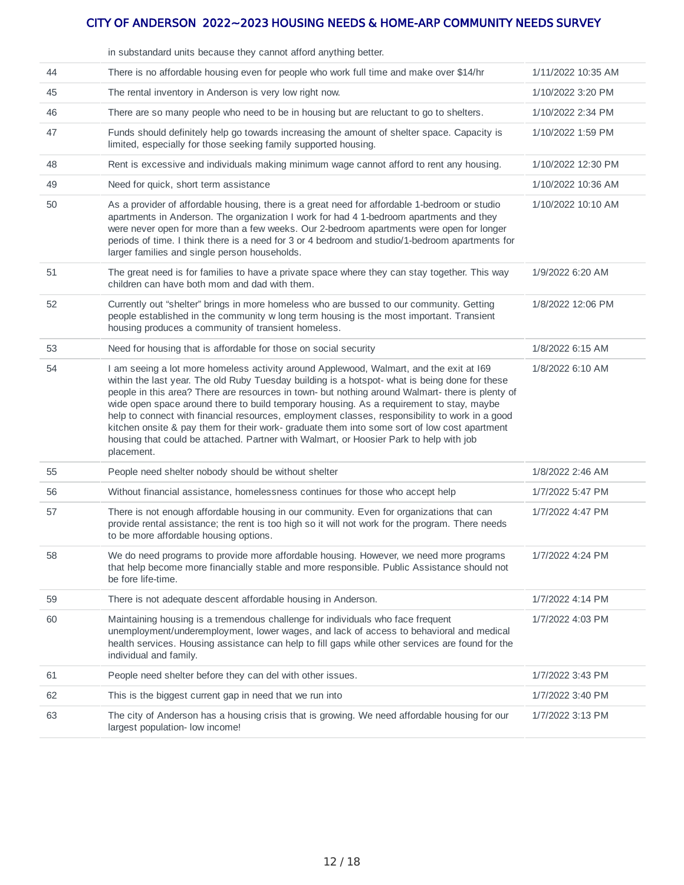| | | |
|---|---|---|
| | in substandard units because they cannot afford anything better. | |
| 44 | There is no affordable housing even for people who work full time and make over $14/hr | 1/11/2022 10:35 AM |
| 45 | The rental inventory in Anderson is very low right now. | 1/10/2022 3:20 PM |
| 46 | There are so many people who need to be in housing but are reluctant to go to shelters. | 1/10/2022 2:34 PM |
| 47 | Funds should definitely help go towards increasing the amount of shelter space. Capacity is limited, especially for those seeking family supported housing. | 1/10/2022 1:59 PM |
| 48 | Rent is excessive and individuals making minimum wage cannot afford to rent any housing. | 1/10/2022 12:30 PM |
| 49 | Need for quick, short term assistance | 1/10/2022 10:36 AM |
| 50 | As a provider of affordable housing, there is a great need for affordable 1-bedroom or studio apartments in Anderson. The organization I work for had 4 1-bedroom apartments and they were never open for more than a few weeks. Our 2-bedroom apartments were open for longer periods of time. I think there is a need for 3 or 4 bedroom and studio/1-bedroom apartments for larger families and single person households. | 1/10/2022 10:10 AM |
| 51 | The great need is for families to have a private space where they can stay together. This way children can have both mom and dad with them. | 1/9/2022 6:20 AM |
| 52 | Currently out “shelter” brings in more homeless who are bussed to our community. Getting people established in the community w long term housing is the most important. Transient housing produces a community of transient homeless. | 1/8/2022 12:06 PM |
| 53 | Need for housing that is affordable for those on social security | 1/8/2022 6:15 AM |
| 54 | I am seeing a lot more homeless activity around Applewood, Walmart, and the exit at I69 within the last year. The old Ruby Tuesday building is a hotspot- what is being done for these people in this area? There are resources in town- but nothing around Walmart- there is plenty of wide open space around there to build temporary housing. As a requirement to stay, maybe help to connect with financial resources, employment classes, responsibility to work in a good kitchen onsite & pay them for their work- graduate them into some sort of low cost apartment housing that could be attached. Partner with Walmart, or Hoosier Park to help with job placement. | 1/8/2022 6:10 AM |
| 55 | People need shelter nobody should be without shelter | 1/8/2022 2:46 AM |
| 56 | Without financial assistance, homelessness continues for those who accept help | 1/7/2022 5:47 PM |
| 57 | There is not enough affordable housing in our community. Even for organizations that can provide rental assistance; the rent is too high so it will not work for the program. There needs to be more affordable housing options. | 1/7/2022 4:47 PM |
| 58 | We do need programs to provide more affordable housing. However, we need more programs that help become more financially stable and more responsible. Public Assistance should not be fore life-time. | 1/7/2022 4:24 PM |
| 59 | There is not adequate descent affordable housing in Anderson. | 1/7/2022 4:14 PM |
| 60 | Maintaining housing is a tremendous challenge for individuals who face frequent unemployment/underemployment, lower wages, and lack of access to behavioral and medical health services. Housing assistance can help to fill gaps while other services are found for the individual and family. | 1/7/2022 4:03 PM |
| 61 | People need shelter before they can del with other issues. | 1/7/2022 3:43 PM |
| 62 | This is the biggest current gap in need that we run into | 1/7/2022 3:40 PM |
| 63 | The city of Anderson has a housing crisis that is growing. We need affordable housing for our largest population- low income! | 1/7/2022 3:13 PM |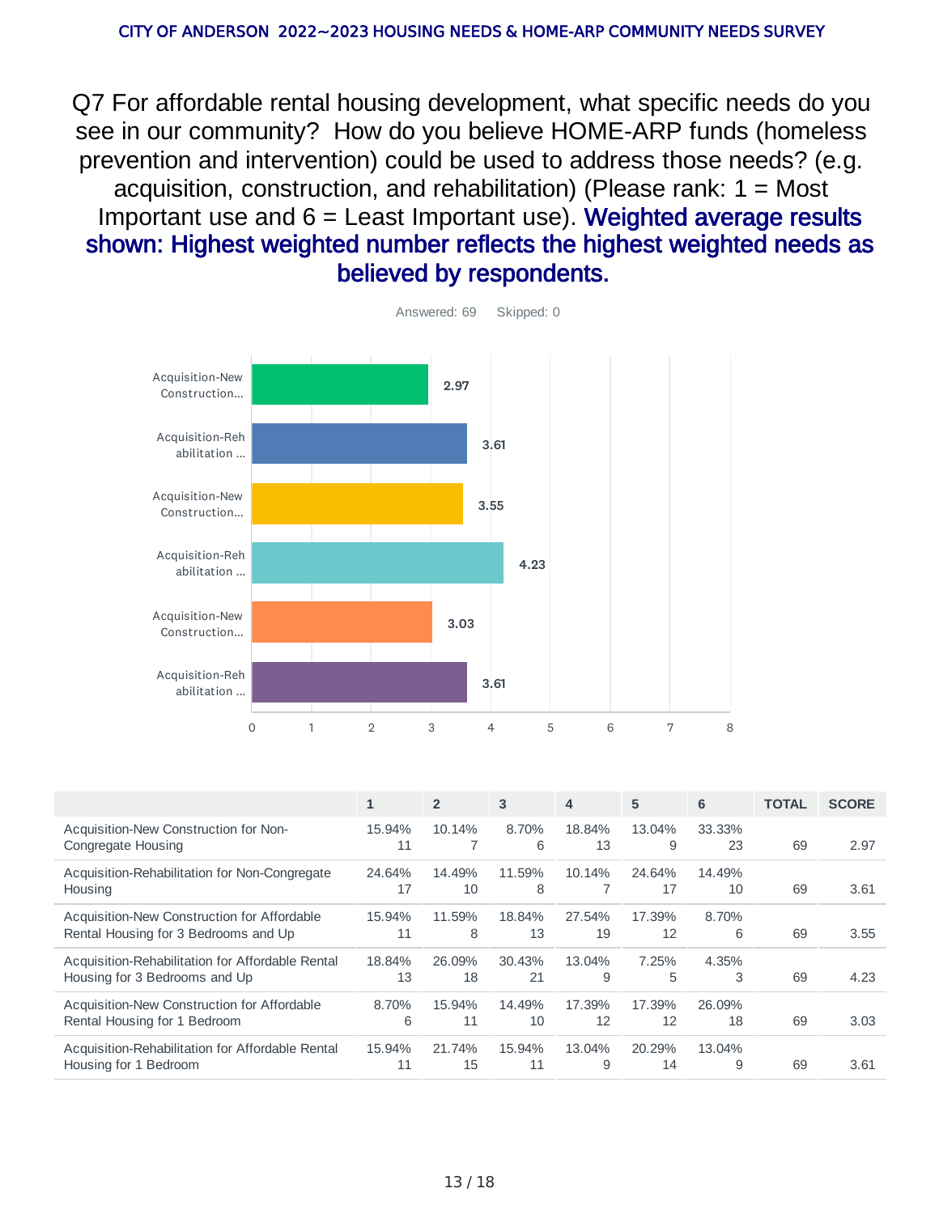## Q7 For affordable rental housing development, what specific needs do you see in our community? How do you believe HOME-ARP funds (homeless prevention and intervention) could be used to address those needs? (e.g. acquisition, construction, and rehabilitation) (Please rank: 1 = Most Important use and 6 = Least Important use). **Weighted average results shown: Highest weighted number reflects the highest weighted needs as believed by respondents.**

Answered: 69 Skipped: 0

| Category | Score |
|---|---|
| Acquisition-New Construction... | 2.97 |
| Acquisition-Rehabilitation ... | 3.61 |
| Acquisition-New Construction... | 3.55 |
| Acquisition-Rehabilitation ... | 4.23 |
| Acquisition-New Construction... | 3.03 |
| Acquisition-Rehabilitation ... | 3.61 |

| | 1 | 2 | 3 | 4 | 5 | 6 | TOTAL | SCORE |
|---|---|---|---|---|---|---|---|---|
| Acquisition-New Construction for Non-Congregate Housing | 15.94% 11 | 10.14% 7 | 8.70% 6 | 18.84% 13 | 13.04% 9 | 33.33% 23 | 69 | 2.97 |
| Acquisition-Rehabilitation for Non-Congregate Housing | 24.64% 17 | 14.49% 10 | 11.59% 8 | 10.14% 7 | 24.64% 17 | 14.49% 10 | 69 | 3.61 |
| Acquisition-New Construction for Affordable Rental Housing for 3 Bedrooms and Up | 15.94% 11 | 11.59% 8 | 18.84% 13 | 27.54% 19 | 17.39% 12 | 8.70% 6 | 69 | 3.55 |
| Acquisition-Rehabilitation for Affordable Rental Housing for 3 Bedrooms and Up | 18.84% 13 | 26.09% 18 | 30.43% 21 | 13.04% 9 | 7.25% 5 | 4.35% 3 | 69 | 4.23 |
| Acquisition-New Construction for Affordable Rental Housing for 1 Bedroom | 8.70% 6 | 15.94% 11 | 14.49% 10 | 17.39% 12 | 17.39% 12 | 26.09% 18 | 69 | 3.03 |
| Acquisition-Rehabilitation for Affordable Rental Housing for 1 Bedroom | 15.94% 11 | 21.74% 15 | 15.94% 11 | 13.04% 9 | 20.29% 14 | 13.04% 9 | 69 | 3.61 |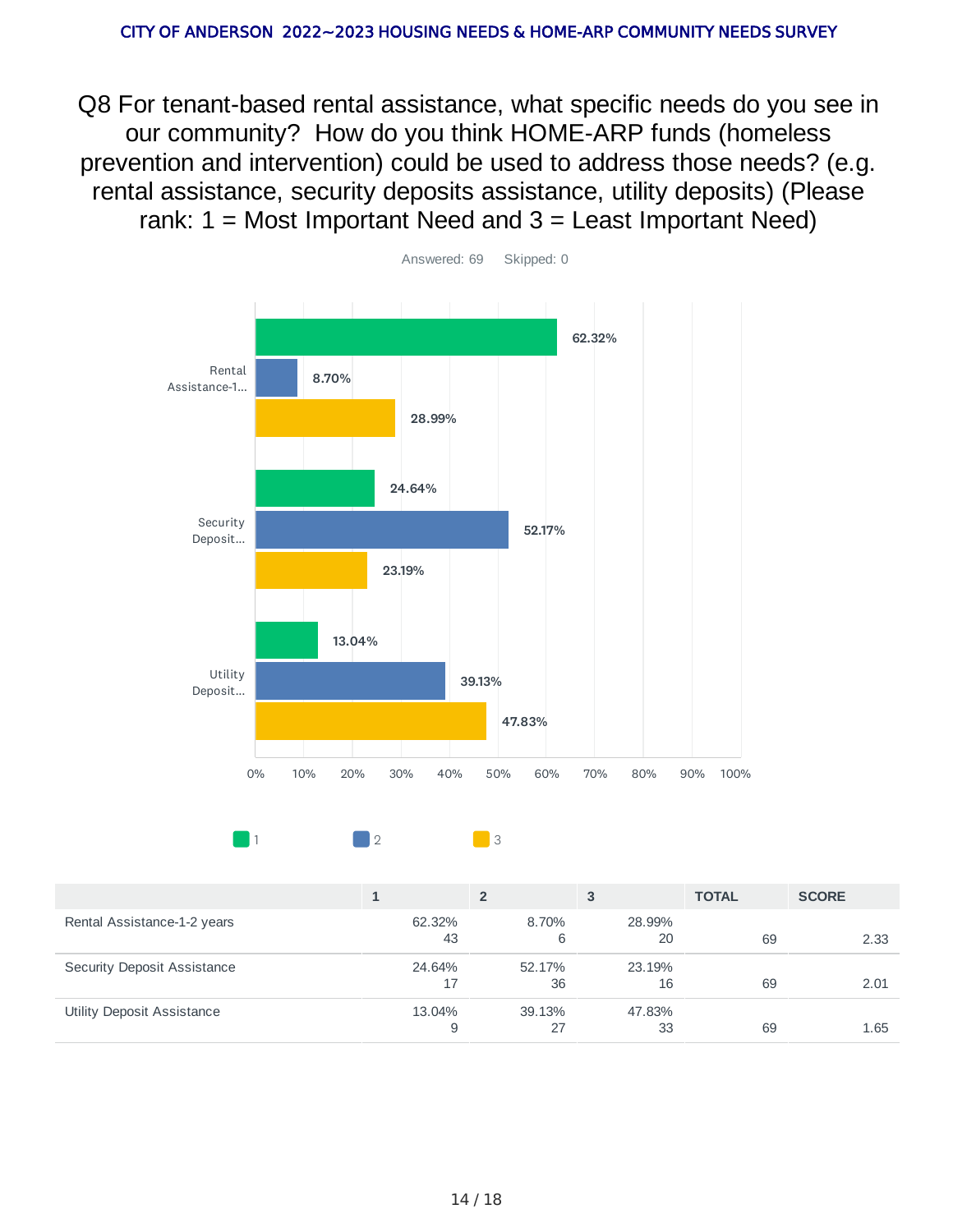# Q8 For tenant-based rental assistance, what specific needs do you see in our community? How do you think HOME-ARP funds (homeless prevention and intervention) could be used to address those needs? (e.g. rental assistance, security deposits assistance, utility deposits) (Please rank: 1 = Most Important Need and 3 = Least Important Need)

Answered: 69 Skipped: 0

| | 1 | 2 | 3 | TOTAL | SCORE |
|---|---|---|---|---|---|
| Rental Assistance-1-2 years | 62.32% 43 | 8.70% 6 | 28.99% 20 | 69 | 2.33 |
| Security Deposit Assistance | 24.64% 17 | 52.17% 36 | 23.19% 16 | 69 | 2.01 |
| Utility Deposit Assistance | 13.04% 9 | 39.13% 27 | 47.83% 33 | 69 | 1.65 |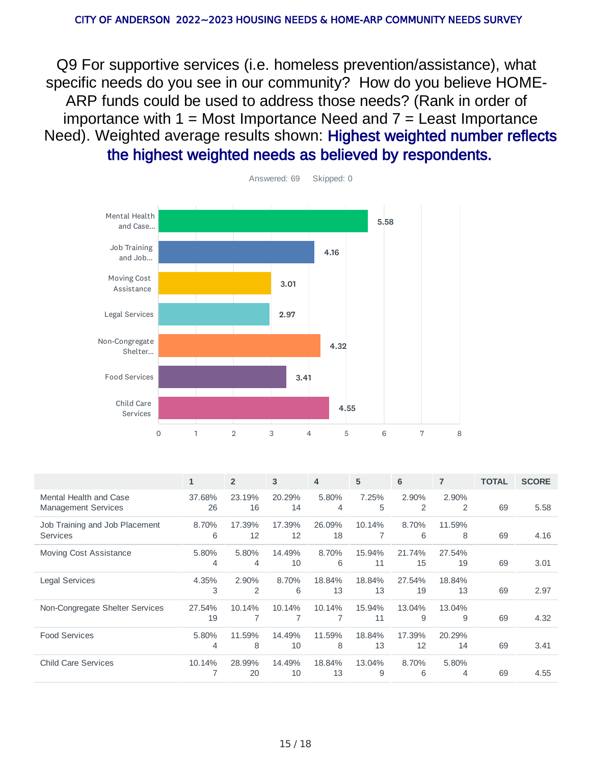CITY OF ANDERSON 2022~2023 HOUSING NEEDS & HOME-ARP COMMUNITY NEEDS SURVEY

## Q9 For supportive services (i.e. homeless prevention/assistance), what specific needs do you see in our community? How do you believe HOME-ARP funds could be used to address those needs? (Rank in order of importance with 1 = Most Importance Need and 7 = Least Importance Need). Weighted average results shown: **Highest weighted number reflects the highest weighted needs as believed by respondents.**

Answered: 69 Skipped: 0

| Category | Score |
|---|---|
| Mental Health and Case... | 5.58 |
| Job Training and Job... | 4.16 |
| Moving Cost Assistance | 3.01 |
| Legal Services | 2.97 |
| Non-Congregate Shelter... | 4.32 |
| Food Services | 3.41 |
| Child Care Services | 4.55 |

| | 1 | 2 | 3 | 4 | 5 | 6 | 7 | TOTAL | SCORE |
|---|---|---|---|---|---|---|---|---|---|
| Mental Health and Case Management Services | 37.68% 26 | 23.19% 16 | 20.29% 14 | 5.80% 4 | 7.25% 5 | 2.90% 2 | 2.90% 2 | 69 | 5.58 |
| Job Training and Job Placement Services | 8.70% 6 | 17.39% 12 | 17.39% 12 | 26.09% 18 | 10.14% 7 | 8.70% 6 | 11.59% 8 | 69 | 4.16 |
| Moving Cost Assistance | 5.80% 4 | 5.80% 4 | 14.49% 10 | 8.70% 6 | 15.94% 11 | 21.74% 15 | 27.54% 19 | 69 | 3.01 |
| Legal Services | 4.35% 3 | 2.90% 2 | 8.70% 6 | 18.84% 13 | 18.84% 13 | 27.54% 19 | 18.84% 13 | 69 | 2.97 |
| Non-Congregate Shelter Services | 27.54% 19 | 10.14% 7 | 10.14% 7 | 10.14% 7 | 15.94% 11 | 13.04% 9 | 13.04% 9 | 69 | 4.32 |
| Food Services | 5.80% 4 | 11.59% 8 | 14.49% 10 | 11.59% 8 | 18.84% 13 | 17.39% 12 | 20.29% 14 | 69 | 3.41 |
| Child Care Services | 10.14% 7 | 28.99% 20 | 14.49% 10 | 18.84% 13 | 13.04% 9 | 8.70% 6 | 5.80% 4 | 69 | 4.55 |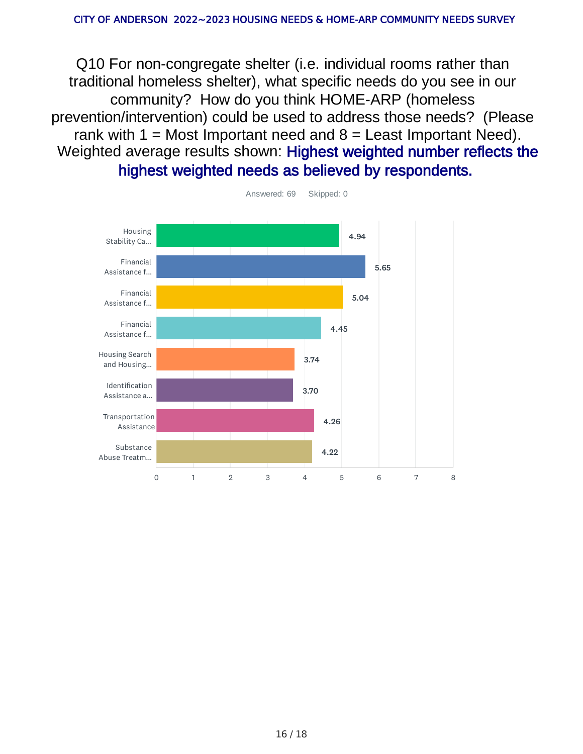Q10 For non-congregate shelter (i.e. individual rooms rather than traditional homeless shelter), what specific needs do you see in our community? How do you think HOME-ARP (homeless prevention/intervention) could be used to address those needs? (Please rank with 1 = Most Important need and 8 = Least Important Need). Weighted average results shown: **Highest weighted number reflects the highest weighted needs as believed by respondents.**

Answered: 69 Skipped: 0

| Need | Weighted average |
| --- | --- |
| Housing Stability Ca... | 4.94 |
| Financial Assistance f... | 5.65 |
| Financial Assistance f... | 5.04 |
| Financial Assistance f... | 4.45 |
| Housing Search and Housing... | 3.74 |
| Identification Assistance a... | 3.70 |
| Transportation Assistance | 4.26 |
| Substance Abuse Treatm... | 4.22 |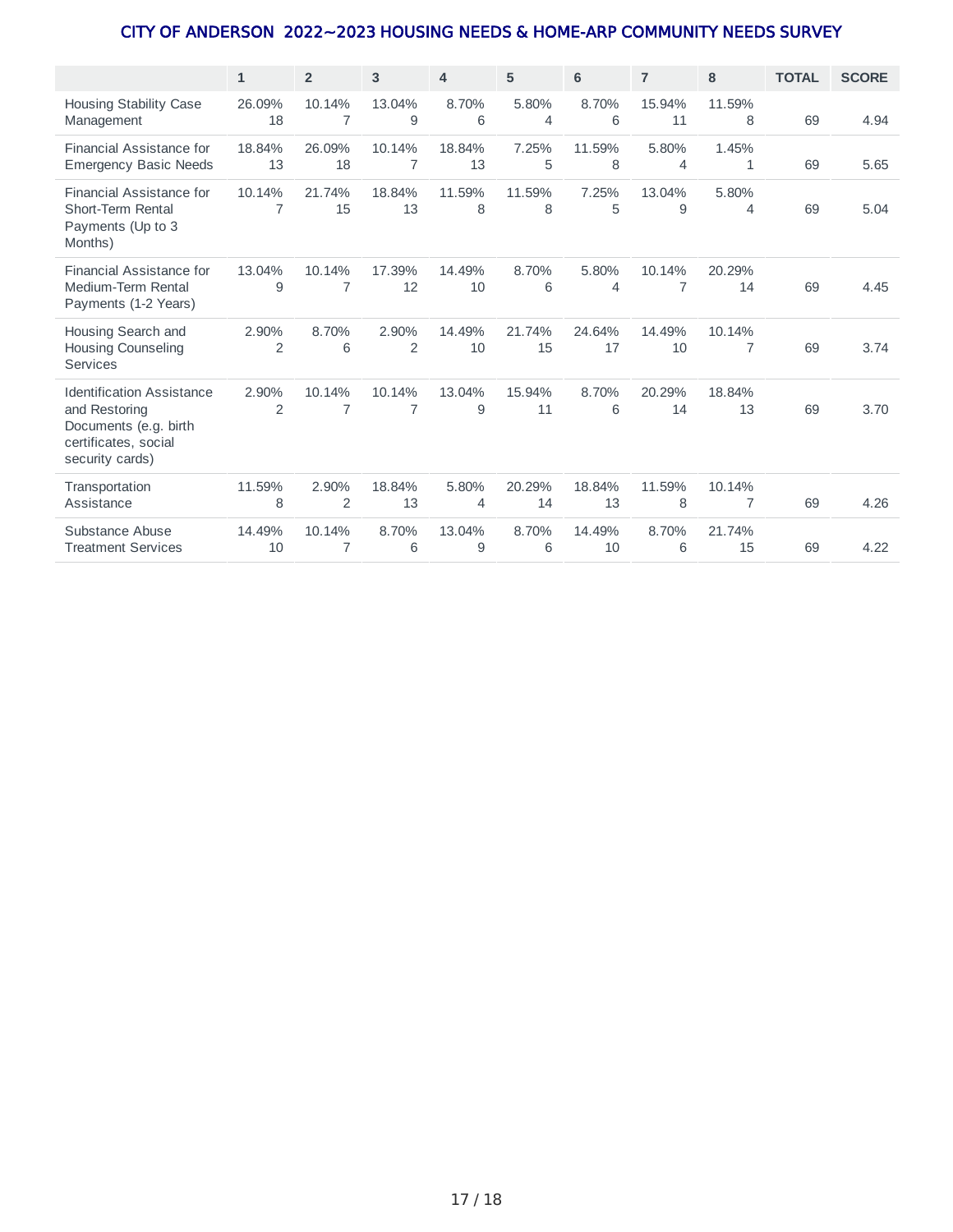## CITY OF ANDERSON 2022~2023 HOUSING NEEDS & HOME-ARP COMMUNITY NEEDS SURVEY

| | 1 | 2 | 3 | 4 | 5 | 6 | 7 | 8 | TOTAL | SCORE |
|---|---|---|---|---|---|---|---|---|---|---|
| Housing Stability Case Management | 26.09% 18 | 10.14% 7 | 13.04% 9 | 8.70% 6 | 5.80% 4 | 8.70% 6 | 15.94% 11 | 11.59% 8 | 69 | 4.94 |
| Financial Assistance for Emergency Basic Needs | 18.84% 13 | 26.09% 18 | 10.14% 7 | 18.84% 13 | 7.25% 5 | 11.59% 8 | 5.80% 4 | 1.45% 1 | 69 | 5.65 |
| Financial Assistance for Short-Term Rental Payments (Up to 3 Months) | 10.14% 7 | 21.74% 15 | 18.84% 13 | 11.59% 8 | 11.59% 8 | 7.25% 5 | 13.04% 9 | 5.80% 4 | 69 | 5.04 |
| Financial Assistance for Medium-Term Rental Payments (1-2 Years) | 13.04% 9 | 10.14% 7 | 17.39% 12 | 14.49% 10 | 8.70% 6 | 5.80% 4 | 10.14% 7 | 20.29% 14 | 69 | 4.45 |
| Housing Search and Housing Counseling Services | 2.90% 2 | 8.70% 6 | 2.90% 2 | 14.49% 10 | 21.74% 15 | 24.64% 17 | 14.49% 10 | 10.14% 7 | 69 | 3.74 |
| Identification Assistance and Restoring Documents (e.g. birth certificates, social security cards) | 2.90% 2 | 10.14% 7 | 10.14% 7 | 13.04% 9 | 15.94% 11 | 8.70% 6 | 20.29% 14 | 18.84% 13 | 69 | 3.70 |
| Transportation Assistance | 11.59% 8 | 2.90% 2 | 18.84% 13 | 5.80% 4 | 20.29% 14 | 18.84% 13 | 11.59% 8 | 10.14% 7 | 69 | 4.26 |
| Substance Abuse Treatment Services | 14.49% 10 | 10.14% 7 | 8.70% 6 | 13.04% 9 | 8.70% 6 | 14.49% 10 | 8.70% 6 | 21.74% 15 | 69 | 4.22 |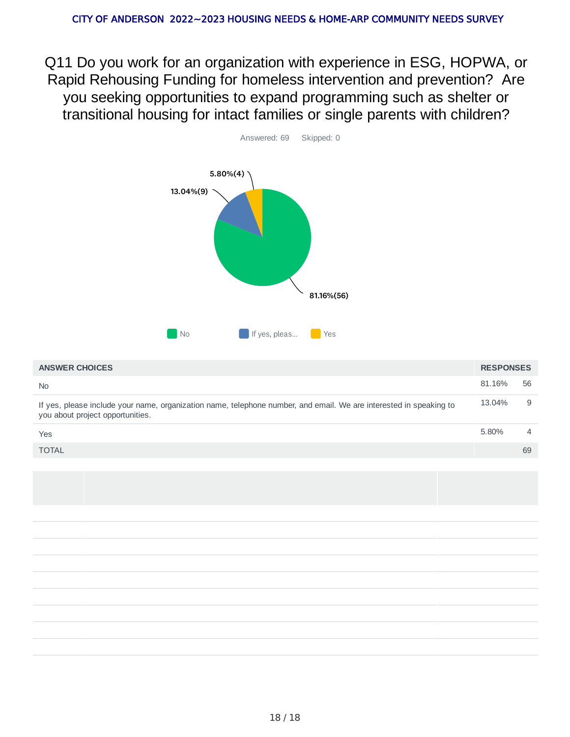# Q11 Do you work for an organization with experience in ESG, HOPWA, or Rapid Rehousing Funding for homeless intervention and prevention? Are you seeking opportunities to expand programming such as shelter or transitional housing for intact families or single parents with children?

Answered: 69 Skipped: 0

5.80%(4)

13.04%(9)

81.16%(56)

No

If yes, pleas...

Yes

| ANSWER CHOICES | RESPONSES | |
|---|---|---|
| No | 81.16% | 56 |
| If yes, please include your name, organization name, telephone number, and email. We are interested in speaking to you about project opportunities. | 13.04% | 9 |
| Yes | 5.80% | 4 |
| TOTAL | | 69 |